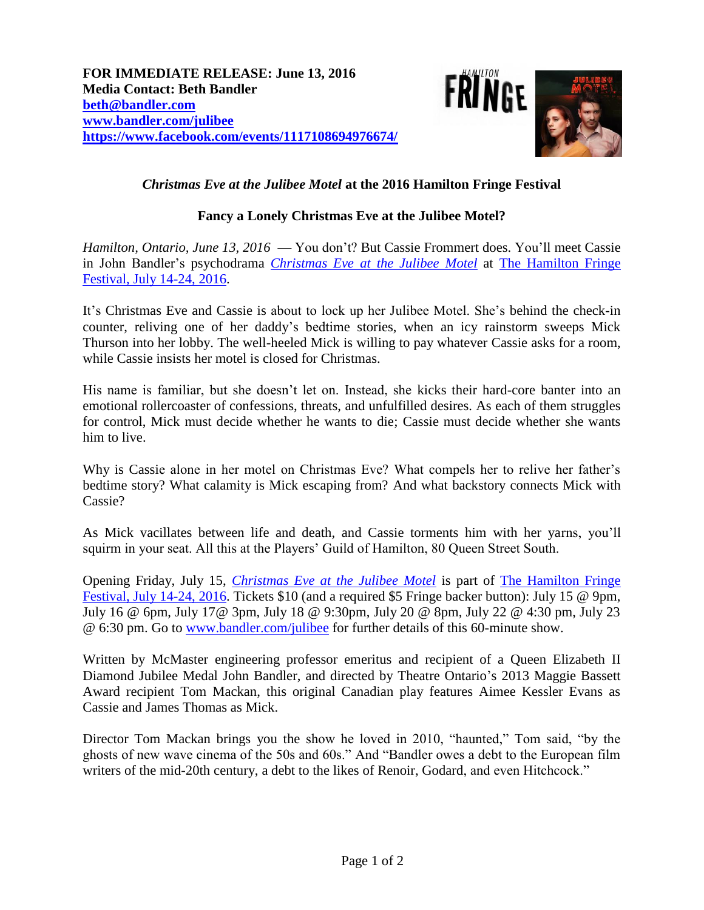**FOR IMMEDIATE RELEASE: June 13, 2016**
**Media Contact: Beth Bandler**
**beth@bandler.com**
**www.bandler.com/julibee**
**https://www.facebook.com/events/1117108694976674/**

## *Christmas Eve at the Julibee Motel* at the 2016 Hamilton Fringe Festival

### Fancy a Lonely Christmas Eve at the Julibee Motel?

*Hamilton, Ontario, June 13, 2016* — You don't? But Cassie Frommert does. You'll meet Cassie in John Bandler's psychodrama *Christmas Eve at the Julibee Motel* at The Hamilton Fringe Festival, July 14-24, 2016.

It's Christmas Eve and Cassie is about to lock up her Julibee Motel. She's behind the check-in counter, reliving one of her daddy's bedtime stories, when an icy rainstorm sweeps Mick Thurson into her lobby. The well-heeled Mick is willing to pay whatever Cassie asks for a room, while Cassie insists her motel is closed for Christmas.

His name is familiar, but she doesn't let on. Instead, she kicks their hard-core banter into an emotional rollercoaster of confessions, threats, and unfulfilled desires. As each of them struggles for control, Mick must decide whether he wants to die; Cassie must decide whether she wants him to live.

Why is Cassie alone in her motel on Christmas Eve? What compels her to relive her father's bedtime story? What calamity is Mick escaping from? And what backstory connects Mick with Cassie?

As Mick vacillates between life and death, and Cassie torments him with her yarns, you'll squirm in your seat. All this at the Players' Guild of Hamilton, 80 Queen Street South.

Opening Friday, July 15, *Christmas Eve at the Julibee Motel* is part of The Hamilton Fringe Festival, July 14-24, 2016. Tickets $10 (and a required $5 Fringe backer button): July 15 @ 9pm, July 16 @ 6pm, July 17@ 3pm, July 18 @ 9:30pm, July 20 @ 8pm, July 22 @ 4:30 pm, July 23 @ 6:30 pm. Go to www.bandler.com/julibee for further details of this 60-minute show.

Written by McMaster engineering professor emeritus and recipient of a Queen Elizabeth II Diamond Jubilee Medal John Bandler, and directed by Theatre Ontario's 2013 Maggie Bassett Award recipient Tom Mackan, this original Canadian play features Aimee Kessler Evans as Cassie and James Thomas as Mick.

Director Tom Mackan brings you the show he loved in 2010, "haunted," Tom said, "by the ghosts of new wave cinema of the 50s and 60s." And "Bandler owes a debt to the European film writers of the mid-20th century, a debt to the likes of Renoir, Godard, and even Hitchcock."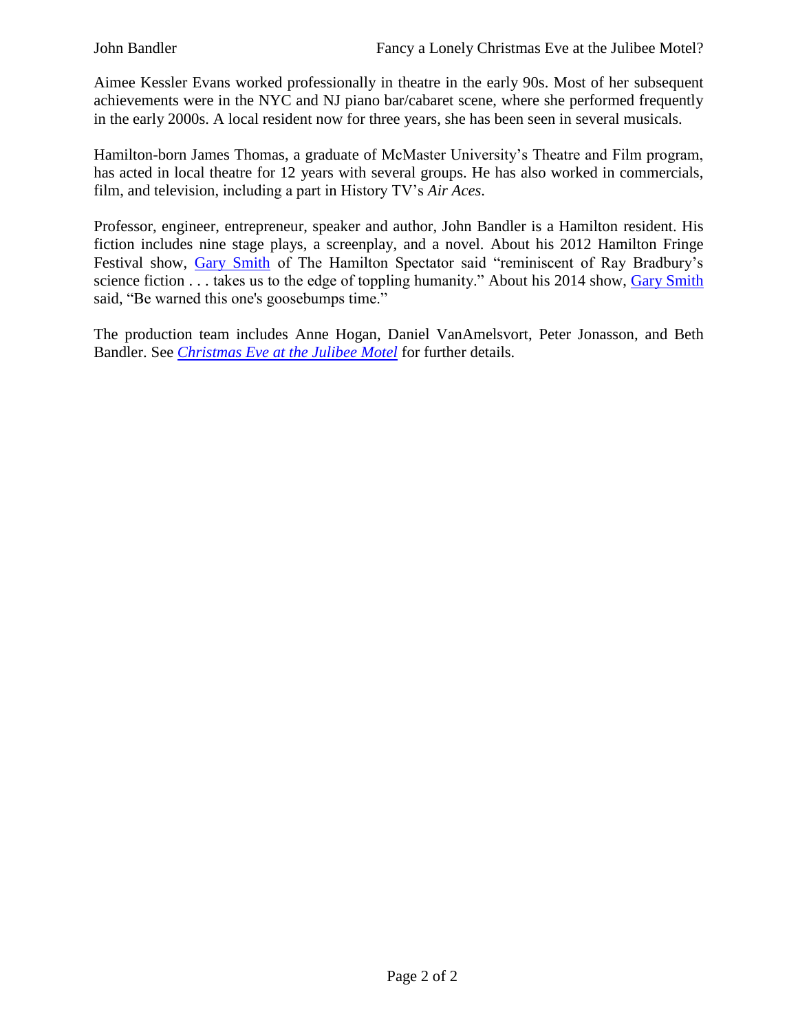Aimee Kessler Evans worked professionally in theatre in the early 90s. Most of her subsequent achievements were in the NYC and NJ piano bar/cabaret scene, where she performed frequently in the early 2000s. A local resident now for three years, she has been seen in several musicals.

Hamilton-born James Thomas, a graduate of McMaster University's Theatre and Film program, has acted in local theatre for 12 years with several groups. He has also worked in commercials, film, and television, including a part in History TV's *Air Aces*.

Professor, engineer, entrepreneur, speaker and author, John Bandler is a Hamilton resident. His fiction includes nine stage plays, a screenplay, and a novel. About his 2012 Hamilton Fringe Festival show, Gary Smith of The Hamilton Spectator said "reminiscent of Ray Bradbury's science fiction . . . takes us to the edge of toppling humanity." About his 2014 show, Gary Smith said, "Be warned this one's goosebumps time."

The production team includes Anne Hogan, Daniel VanAmelsvort, Peter Jonasson, and Beth Bandler. See *Christmas Eve at the Julibee Motel* for further details.